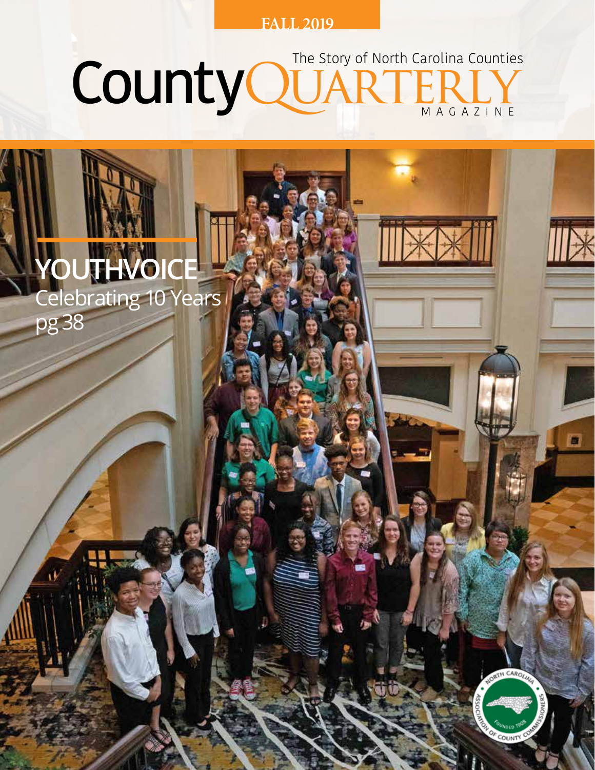FALL 2019

# County QUARTERLY

The Story of North Carolina Counties

MAGAZINE

## YOUTHVOICE

Celebrating 10 Years

pg 38

NORTH CAROLINA ASSOCIATION OF COUNTY COMMISSIONERS

FOUNDED 1908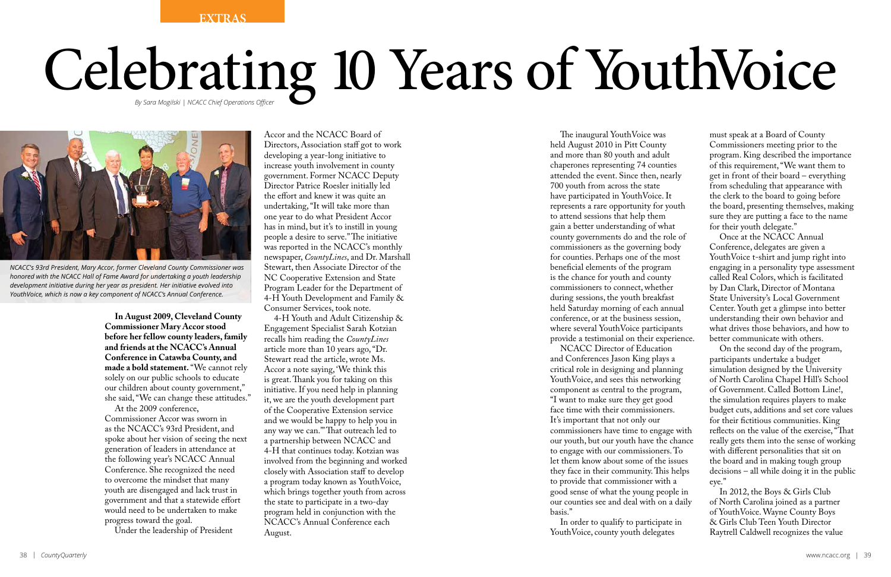EXTRAS

# Celebrating 10 Years of YouthVoice

*By Sara Mogilski | NCACC Chief Operations Officer*

*NCACC's 93rd President, Mary Accor, former Cleveland County Commissioner was honored with the NCACC Hall of Fame Award for undertaking a youth leadership development initiative during her year as president. Her initiative evolved into YouthVoice, which is now a key component of NCACC's Annual Conference.*

**In August 2009, Cleveland County Commissioner Mary Accor stood before her fellow county leaders, family and friends at the NCACC's Annual Conference in Catawba County, and made a bold statement.** "We cannot rely solely on our public schools to educate our children about county government," she said, "We can change these attitudes."

At the 2009 conference, Commissioner Accor was sworn in as the NCACC's 93rd President, and spoke about her vision of seeing the next generation of leaders in attendance at the following year's NCACC Annual Conference. She recognized the need to overcome the mindset that many youth are disengaged and lack trust in government and that a statewide effort would need to be undertaken to make progress toward the goal.

Under the leadership of President Accor and the NCACC Board of Directors, Association staff got to work developing a year-long initiative to increase youth involvement in county government. Former NCACC Deputy Director Patrice Roesler initially led the effort and knew it was quite an undertaking, "It will take more than one year to do what President Accor has in mind, but it's to instill in young people a desire to serve." The initiative was reported in the NCACC's monthly newspaper, *CountyLines*, and Dr. Marshall Stewart, then Associate Director of the NC Cooperative Extension and State Program Leader for the Department of 4-H Youth Development and Family & Consumer Services, took note.

4-H Youth and Adult Citizenship & Engagement Specialist Sarah Kotzian recalls him reading the *CountyLines* article more than 10 years ago, "Dr. Stewart read the article, wrote Ms. Accor a note saying, 'We think this is great. Thank you for taking on this initiative. If you need help in planning it, we are the youth development part of the Cooperative Extension service and we would be happy to help you in any way we can.'" That outreach led to a partnership between NCACC and 4-H that continues today. Kotzian was involved from the beginning and worked closely with Association staff to develop a program today known as YouthVoice, which brings together youth from across the state to participate in a two-day program held in conjunction with the NCACC's Annual Conference each August.

The inaugural YouthVoice was held August 2010 in Pitt County and more than 80 youth and adult chaperones representing 74 counties attended the event. Since then, nearly 700 youth from across the state have participated in YouthVoice. It represents a rare opportunity for youth to attend sessions that help them gain a better understanding of what county governments do and the role of commissioners as the governing body for counties. Perhaps one of the most beneficial elements of the program is the chance for youth and county commissioners to connect, whether during sessions, the youth breakfast held Saturday morning of each annual conference, or at the business session, where several YouthVoice participants provide a testimonial on their experience.

NCACC Director of Education and Conferences Jason King plays a critical role in designing and planning YouthVoice, and sees this networking component as central to the program, "I want to make sure they get good face time with their commissioners. It's important that not only our commissioners have time to engage with our youth, but our youth have the chance to engage with our commissioners. To let them know about some of the issues they face in their community. This helps to provide that commissioner with a good sense of what the young people in our counties see and deal with on a daily basis."

In order to qualify to participate in YouthVoice, county youth delegates must speak at a Board of County Commissioners meeting prior to the program. King described the importance of this requirement, "We want them to get in front of their board – everything from scheduling that appearance with the clerk to the board to going before the board, presenting themselves, making sure they are putting a face to the name for their youth delegate."

Once at the NCACC Annual Conference, delegates are given a YouthVoice t-shirt and jump right into engaging in a personality type assessment called Real Colors, which is facilitated by Dan Clark, Director of Montana State University's Local Government Center. Youth get a glimpse into better understanding their own behavior and what drives those behaviors, and how to better communicate with others.

On the second day of the program, participants undertake a budget simulation designed by the University of North Carolina Chapel Hill's School of Government. Called Bottom Line!, the simulation requires players to make budget cuts, additions and set core values for their fictitious communities. King reflects on the value of the exercise, "That really gets them into the sense of working with different personalities that sit on the board and in making tough group decisions – all while doing it in the public eye."

In 2012, the Boys & Girls Club of North Carolina joined as a partner of YouthVoice. Wayne County Boys & Girls Club Teen Youth Director Raytrell Caldwell recognizes the value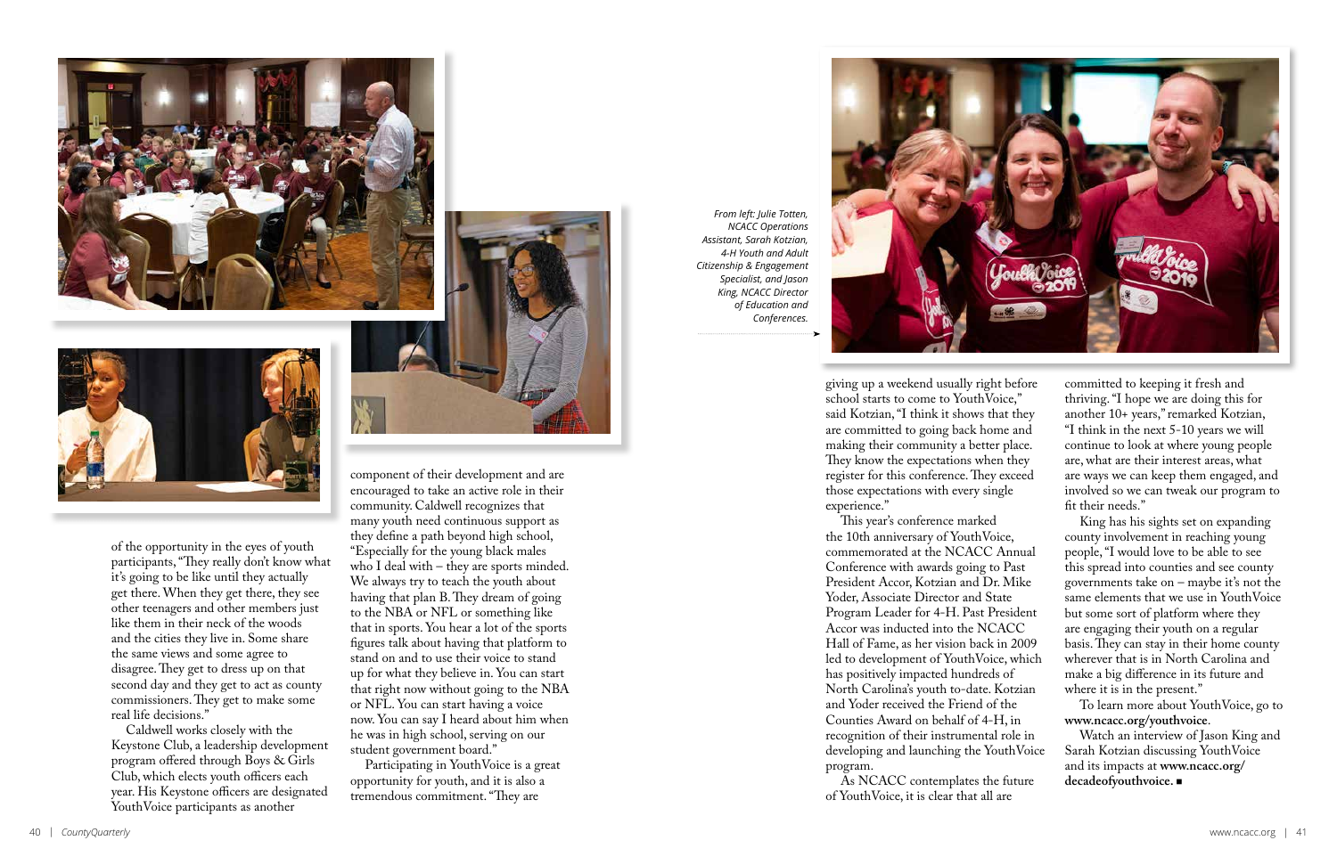of the opportunity in the eyes of youth participants, "They really don't know what it's going to be like until they actually get there. When they get there, they see other teenagers and other members just like them in their neck of the woods and the cities they live in. Some share the same views and some agree to disagree. They get to dress up on that second day and they get to act as county commissioners. They get to make some real life decisions."

Caldwell works closely with the Keystone Club, a leadership development program offered through Boys & Girls Club, which elects youth officers each year. His Keystone officers are designated YouthVoice participants as another component of their development and are encouraged to take an active role in their community. Caldwell recognizes that many youth need continuous support as they define a path beyond high school, "Especially for the young black males who I deal with – they are sports minded. We always try to teach the youth about having that plan B. They dream of going to the NBA or NFL or something like that in sports. You hear a lot of the sports figures talk about having that platform to stand on and to use their voice to stand up for what they believe in. You can start that right now without going to the NBA or NFL. You can start having a voice now. You can say I heard about him when he was in high school, serving on our student government board."

Participating in YouthVoice is a great opportunity for youth, and it is also a tremendous commitment. "They are giving up a weekend usually right before school starts to come to YouthVoice," said Kotzian, "I think it shows that they are committed to going back home and making their community a better place. They know the expectations when they register for this conference. They exceed those expectations with every single experience."

*From left: Julie Totten, NCACC Operations Assistant, Sarah Kotzian, 4-H Youth and Adult Citizenship & Engagement Specialist, and Jason King, NCACC Director of Education and Conferences.*

This year's conference marked the 10th anniversary of YouthVoice, commemorated at the NCACC Annual Conference with awards going to Past President Accor, Kotzian and Dr. Mike Yoder, Associate Director and State Program Leader for 4-H. Past President Accor was inducted into the NCACC Hall of Fame, as her vision back in 2009 led to development of YouthVoice, which has positively impacted hundreds of North Carolina's youth to-date. Kotzian and Yoder received the Friend of the Counties Award on behalf of 4-H, in recognition of their instrumental role in developing and launching the YouthVoice program.

As NCACC contemplates the future of YouthVoice, it is clear that all are committed to keeping it fresh and thriving. "I hope we are doing this for another 10+ years," remarked Kotzian, "I think in the next 5-10 years we will continue to look at where young people are, what are their interest areas, what are ways we can keep them engaged, and involved so we can tweak our program to fit their needs."

King has his sights set on expanding county involvement in reaching young people, "I would love to be able to see this spread into counties and see county governments take on – maybe it's not the same elements that we use in YouthVoice but some sort of platform where they are engaging their youth on a regular basis. They can stay in their home county wherever that is in North Carolina and make a big difference in its future and where it is in the present."

To learn more about YouthVoice, go to **www.ncacc.org/youthvoice**.

Watch an interview of Jason King and Sarah Kotzian discussing YouthVoice and its impacts at **www.ncacc.org/decadeofyouthvoice.** ■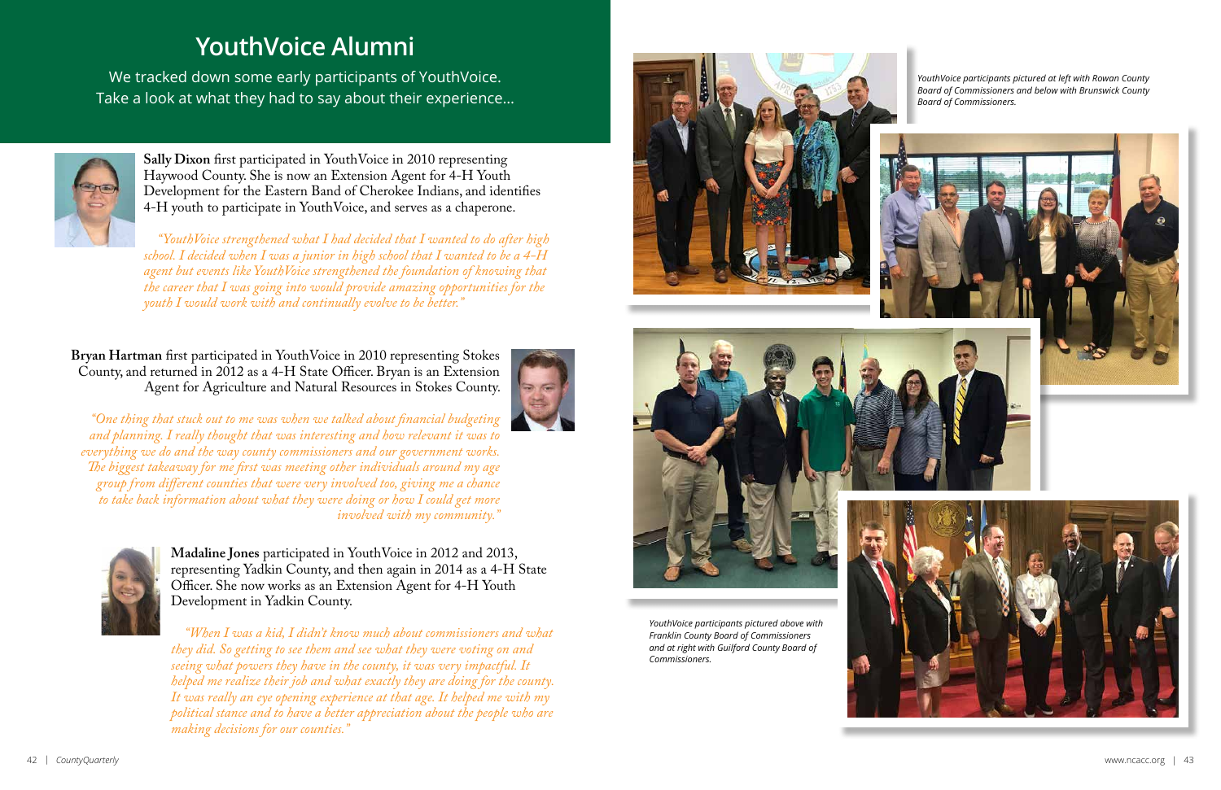# YouthVoice Alumni

We tracked down some early participants of YouthVoice. Take a look at what they had to say about their experience...

**Sally Dixon** first participated in YouthVoice in 2010 representing Haywood County. She is now an Extension Agent for 4-H Youth Development for the Eastern Band of Cherokee Indians, and identifies 4-H youth to participate in YouthVoice, and serves as a chaperone.

*"YouthVoice strengthened what I had decided that I wanted to do after high school. I decided when I was a junior in high school that I wanted to be a 4-H agent but events like YouthVoice strengthened the foundation of knowing that the career that I was going into would provide amazing opportunities for the youth I would work with and continually evolve to be better."*

**Bryan Hartman** first participated in YouthVoice in 2010 representing Stokes County, and returned in 2012 as a 4-H State Officer. Bryan is an Extension Agent for Agriculture and Natural Resources in Stokes County.

*"One thing that stuck out to me was when we talked about financial budgeting and planning. I really thought that was interesting and how relevant it was to everything we do and the way county commissioners and our government works. The biggest takeaway for me first was meeting other individuals around my age group from different counties that were very involved too, giving me a chance to take back information about what they were doing or how I could get more involved with my community."*

**Madaline Jones** participated in YouthVoice in 2012 and 2013, representing Yadkin County, and then again in 2014 as a 4-H State Officer. She now works as an Extension Agent for 4-H Youth Development in Yadkin County.

*"When I was a kid, I didn't know much about commissioners and what they did. So getting to see them and see what they were voting on and seeing what powers they have in the county, it was very impactful. It helped me realize their job and what exactly they are doing for the county. It was really an eye opening experience at that age. It helped me with my political stance and to have a better appreciation about the people who are making decisions for our counties."*

*YouthVoice participants pictured at left with Rowan County Board of Commissioners and below with Brunswick County Board of Commissioners.*

*YouthVoice participants pictured above with Franklin County Board of Commissioners and at right with Guilford County Board of Commissioners.*